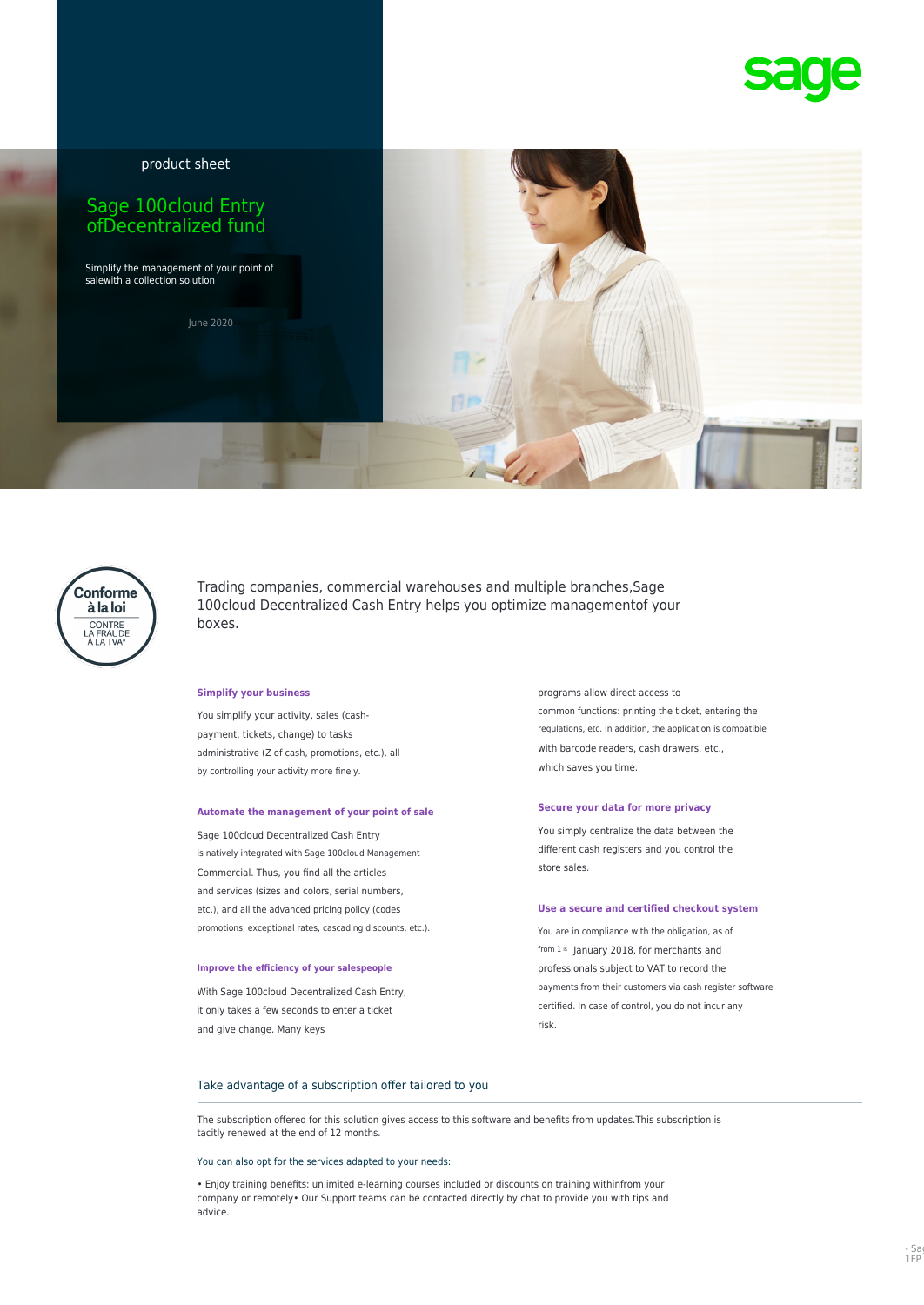sage

product sheet

# Sage 100cloud Entry ofDecentralized fund

Simplify the management of your point of salewith a collection solution

June 2020

Conforme à la loi CONTRE LA FRAUDE À LA TVA*

Trading companies, commercial warehouses and multiple branches,Sage 100cloud Decentralized Cash Entry helps you optimize managementof your boxes.

### Simplify your business

You simplify your activity, sales (cash-payment, tickets, change) to tasks administrative (Z of cash, promotions, etc.), all by controlling your activity more finely.

### Automate the management of your point of sale

Sage 100cloud Decentralized Cash Entry is natively integrated with Sage 100cloud Management Commercial. Thus, you find all the articles and services (sizes and colors, serial numbers, etc.), and all the advanced pricing policy (codes promotions, exceptional rates, cascading discounts, etc.).

### Improve the efficiency of your salespeople

With Sage 100cloud Decentralized Cash Entry, it only takes a few seconds to enter a ticket and give change. Many keys programs allow direct access to common functions: printing the ticket, entering the regulations, etc. In addition, the application is compatible with barcode readers, cash drawers, etc., which saves you time.

### Secure your data for more privacy

You simply centralize the data between the different cash registers and you control the store sales.

### Use a secure and certified checkout system

You are in compliance with the obligation, as of from 1st January 2018, for merchants and professionals subject to VAT to record the payments from their customers via cash register software certified. In case of control, you do not incur any risk.

## Take advantage of a subscription offer tailored to you

The subscription offered for this solution gives access to this software and benefits from updates.This subscription is tacitly renewed at the end of 12 months.

You can also opt for the services adapted to your needs:

• Enjoy training benefits: unlimited e-learning courses included or discounts on training withinfrom your company or remotely• Our Support teams can be contacted directly by chat to provide you with tips and advice.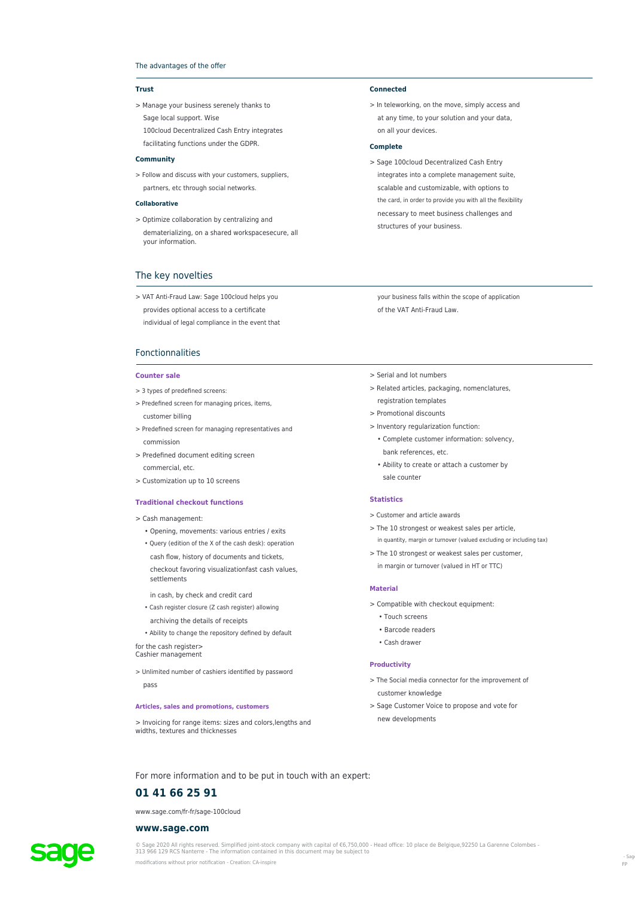## The advantages of the offer

**Trust**

> Manage your business serenely thanks to Sage local support. Wise 100cloud Decentralized Cash Entry integrates facilitating functions under the GDPR.

**Community**

> Follow and discuss with your customers, suppliers, partners, etc through social networks.

**Collaborative**

> Optimize collaboration by centralizing and dematerializing, on a shared workspacesecure, all your information.

**Connected**

> In teleworking, on the move, simply access and at any time, to your solution and your data, on all your devices.

**Complete**

> Sage 100cloud Decentralized Cash Entry integrates into a complete management suite, scalable and customizable, with options to the card, in order to provide you with all the flexibility necessary to meet business challenges and structures of your business.

## The key novelties

> VAT Anti-Fraud Law: Sage 100cloud helps you provides optional access to a certificate individual of legal compliance in the event that your business falls within the scope of application of the VAT Anti-Fraud Law.

## Fonctionnalities

### Counter sale

> 3 types of predefined screens:

> Predefined screen for managing prices, items, customer billing

> Predefined screen for managing representatives and commission

> Predefined document editing screen commercial, etc.

> Customization up to 10 screens

### Traditional checkout functions

> Cash management:

- Opening, movements: various entries / exits
- Query (edition of the X of the cash desk): operation cash flow, history of documents and tickets, checkout favoring visualizationfast cash values, settlements in cash, by check and credit card
- Cash register closure (Z cash register) allowing archiving the details of receipts
- Ability to change the repository defined by default for the cash register> Cashier management

> Unlimited number of cashiers identified by password pass

### Articles, sales and promotions, customers

> Invoicing for range items: sizes and colors,lengths and widths, textures and thicknesses

> Serial and lot numbers

> Related articles, packaging, nomenclatures, registration templates

> Promotional discounts

> Inventory regularization function:

- Complete customer information: solvency, bank references, etc.
- Ability to create or attach a customer by sale counter

### Statistics

> Customer and article awards

> The 10 strongest or weakest sales per article, in quantity, margin or turnover (valued excluding or including tax)

> The 10 strongest or weakest sales per customer, in margin or turnover (valued in HT or TTC)

### Material

> Compatible with checkout equipment:

- Touch screens
- Barcode readers
- Cash drawer

### Productivity

> The Social media connector for the improvement of customer knowledge

> Sage Customer Voice to propose and vote for new developments

For more information and to be put in touch with an expert:

**01 41 66 25 91**

www.sage.com/fr-fr/sage-100cloud

**www.sage.com**

sage

© Sage 2020 All rights reserved. Simplified joint-stock company with capital of €6,750,000 - Head office: 10 place de Belgique,92250 La Garenne Colombes - 313 966 129 RCS Nanterre - The information contained in this document may be subject to modifications without prior notification - Creation: CA-inspire